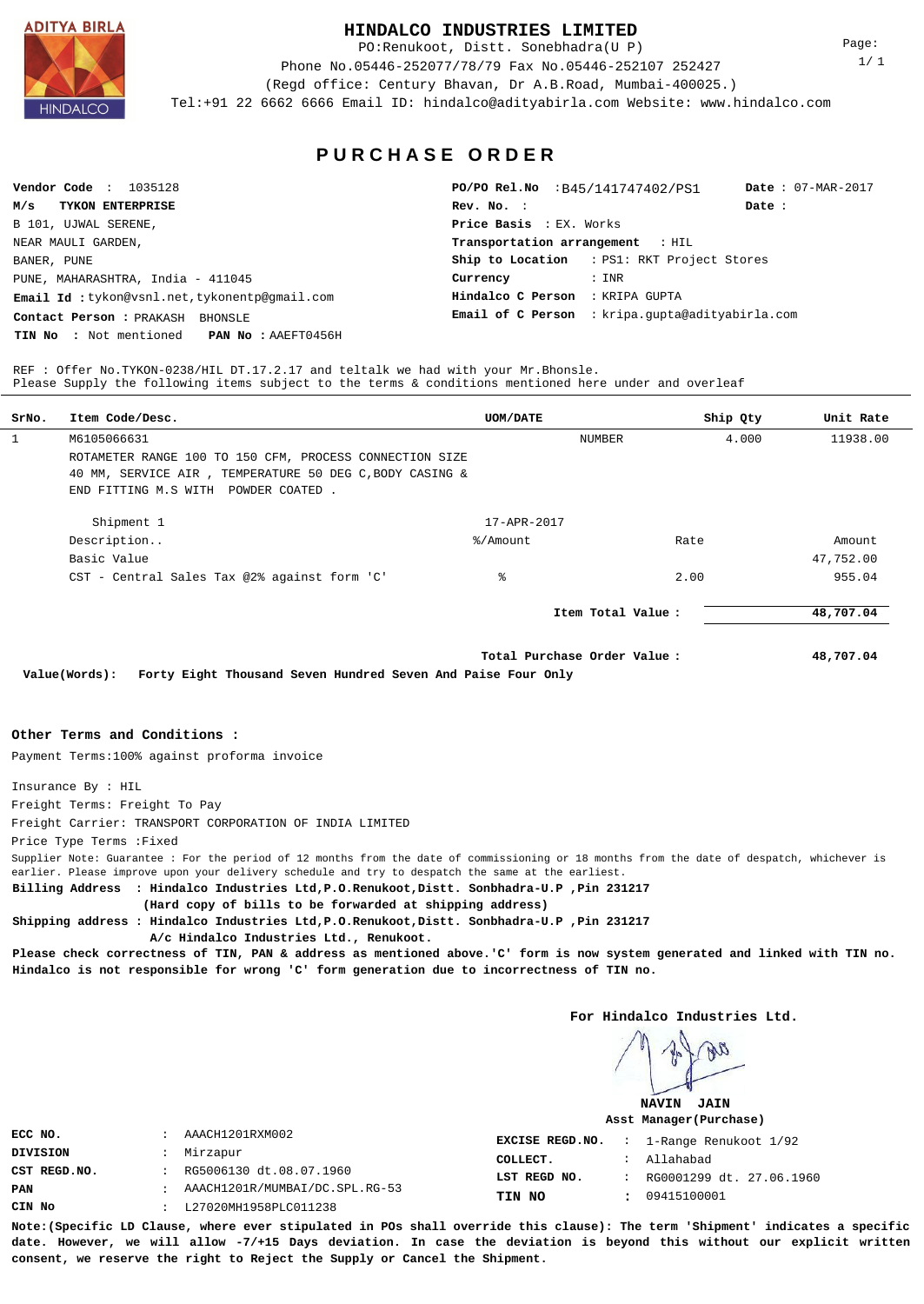# HINDALCO INDUSTRIES LIMITED

PO:Renukoot, Distt. Sonebhadra(U P)
Phone No.05446-252077/78/79 Fax No.05446-252107 252427
(Regd office: Century Bhavan, Dr A.B.Road, Mumbai-400025.)
Tel:+91 22 6662 6666 Email ID: hindalco@adityabirla.com Website: www.hindalco.com

## PURCHASE ORDER

**Vendor Code** : 1035128
**M/s** **TYKON ENTERPRISE**
B 101, UJWAL SERENE,
NEAR MAULI GARDEN,
BANER, PUNE
PUNE, MAHARASHTRA, India - 411045
**Email Id** : tykon@vsnl.net,tykonentp@gmail.com
**Contact Person** : PRAKASH BHONSLE
**TIN No** : Not mentioned **PAN No** : AAEFT0456H

**PO/PO Rel.No** : B45/141747402/PS1 **Date** : 07-MAR-2017
**Rev. No.** : **Date** :
**Price Basis** : EX. Works
**Transportation arrangement** : HIL
**Ship to Location** : PS1: RKT Project Stores
**Currency** : INR
**Hindalco C Person** : KRIPA GUPTA
**Email of C Person** : kripa.gupta@adityabirla.com

REF : Offer No.TYKON-0238/HIL DT.17.2.17 and teltalk we had with your Mr.Bhonsle.
Please Supply the following items subject to the terms & conditions mentioned here under and overleaf

| SrNo. | Item Code/Desc. | UOM/DATE | | Ship Qty | Unit Rate |
|---|---|---|---|---|---|
| 1 | M6105066631 | | NUMBER | 4.000 | 11938.00 |
| | ROTAMETER RANGE 100 TO 150 CFM, PROCESS CONNECTION SIZE 40 MM, SERVICE AIR , TEMPERATURE 50 DEG C,BODY CASING & END FITTING M.S WITH POWDER COATED . | | | | |
| | Shipment 1 | 17-APR-2017 | | | |
| | Description.. | %/Amount | | Rate | Amount |
| | Basic Value | | | | 47,752.00 |
| | CST - Central Sales Tax @2% against form 'C' | % | | 2.00 | 955.04 |
| | | | | **Item Total Value :** | **48,707.04** |
| | | | | **Total Purchase Order Value :** | **48,707.04** |

**Value(Words):** **Forty Eight Thousand Seven Hundred Seven And Paise Four Only**

### Other Terms and Conditions :

Payment Terms:100% against proforma invoice

Insurance By : HIL
Freight Terms: Freight To Pay
Freight Carrier: TRANSPORT CORPORATION OF INDIA LIMITED
Price Type Terms :Fixed
Supplier Note: Guarantee : For the period of 12 months from the date of commissioning or 18 months from the date of despatch, whichever is earlier. Please improve upon your delivery schedule and try to despatch the same at the earliest.
**Billing Address : Hindalco Industries Ltd,P.O.Renukoot,Distt. Sonbhadra-U.P ,Pin 231217**
**(Hard copy of bills to be forwarded at shipping address)**
**Shipping address : Hindalco Industries Ltd,P.O.Renukoot,Distt. Sonbhadra-U.P ,Pin 231217**
**A/c Hindalco Industries Ltd., Renukoot.**
**Please check correctness of TIN, PAN & address as mentioned above.'C' form is now system generated and linked with TIN no. Hindalco is not responsible for wrong 'C' form generation due to incorrectness of TIN no.**

**For Hindalco Industries Ltd.**

**NAVIN JAIN**
**Asst Manager(Purchase)**

| | | |
|---|---|---|
| **ECC NO.** | : | AAACH1201RXM002 |
| **DIVISION** | : | Mirzapur |
| **CST REGD.NO.** | : | RG5006130 dt.08.07.1960 |
| **PAN** | : | AAACH1201R/MUMBAI/DC.SPL.RG-53 |
| **CIN No** | : | L27020MH1958PLC011238 |

| | | |
|---|---|---|
| **EXCISE REGD.NO.** | : | 1-Range Renukoot 1/92 |
| **COLLECT.** | : | Allahabad |
| **LST REGD NO.** | : | RG0001299 dt. 27.06.1960 |
| **TIN NO** | : | 09415100001 |

**Note:(Specific LD Clause, where ever stipulated in POs shall override this clause): The term 'Shipment' indicates a specific date. However, we will allow -7/+15 Days deviation. In case the deviation is beyond this without our explicit written consent, we reserve the right to Reject the Supply or Cancel the Shipment.**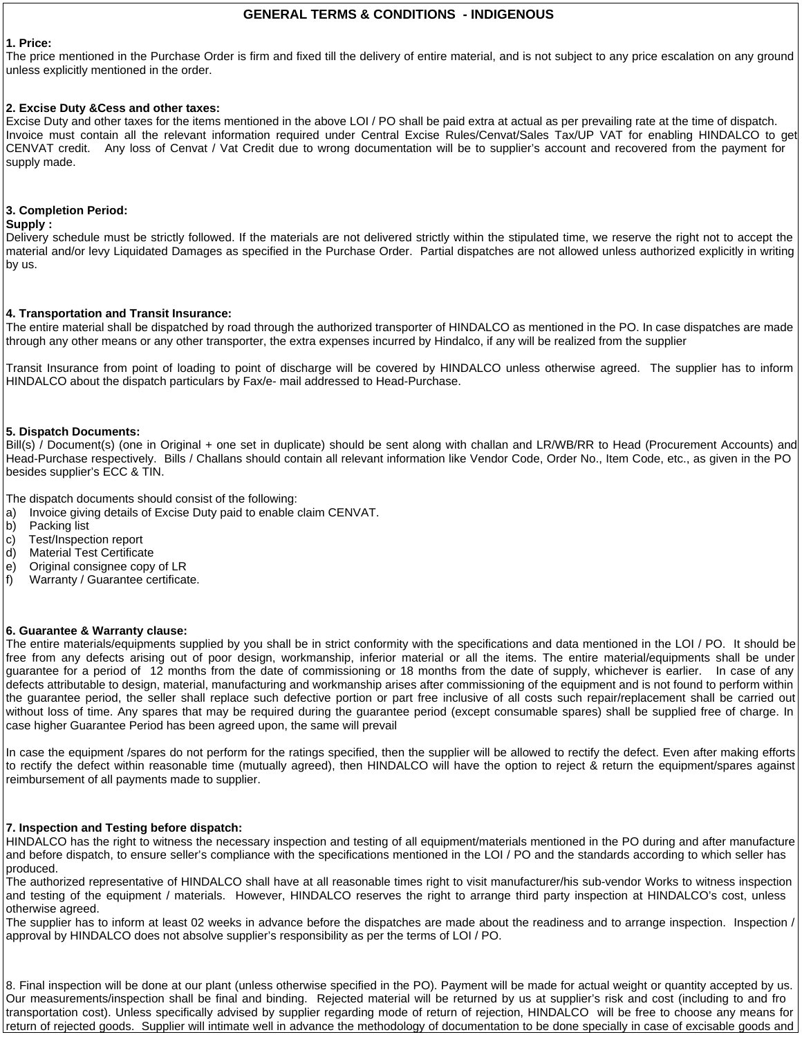# GENERAL TERMS & CONDITIONS - INDIGENOUS

**1. Price:**
The price mentioned in the Purchase Order is firm and fixed till the delivery of entire material, and is not subject to any price escalation on any ground unless explicitly mentioned in the order.

**2. Excise Duty &Cess and other taxes:**
Excise Duty and other taxes for the items mentioned in the above LOI / PO shall be paid extra at actual as per prevailing rate at the time of dispatch. Invoice must contain all the relevant information required under Central Excise Rules/Cenvat/Sales Tax/UP VAT for enabling HINDALCO to get CENVAT credit. Any loss of Cenvat / Vat Credit due to wrong documentation will be to supplier's account and recovered from the payment for supply made.

**3. Completion Period:**
**Supply :**
Delivery schedule must be strictly followed. If the materials are not delivered strictly within the stipulated time, we reserve the right not to accept the material and/or levy Liquidated Damages as specified in the Purchase Order. Partial dispatches are not allowed unless authorized explicitly in writing by us.

**4. Transportation and Transit Insurance:**
The entire material shall be dispatched by road through the authorized transporter of HINDALCO as mentioned in the PO. In case dispatches are made through any other means or any other transporter, the extra expenses incurred by Hindalco, if any will be realized from the supplier

Transit Insurance from point of loading to point of discharge will be covered by HINDALCO unless otherwise agreed. The supplier has to inform HINDALCO about the dispatch particulars by Fax/e- mail addressed to Head-Purchase.

**5. Dispatch Documents:**
Bill(s) / Document(s) (one in Original + one set in duplicate) should be sent along with challan and LR/WB/RR to Head (Procurement Accounts) and Head-Purchase respectively. Bills / Challans should contain all relevant information like Vendor Code, Order No., Item Code, etc., as given in the PO besides supplier's ECC & TIN.

The dispatch documents should consist of the following:
a) Invoice giving details of Excise Duty paid to enable claim CENVAT.
b) Packing list
c) Test/Inspection report
d) Material Test Certificate
e) Original consignee copy of LR
f) Warranty / Guarantee certificate.

**6. Guarantee & Warranty clause:**
The entire materials/equipments supplied by you shall be in strict conformity with the specifications and data mentioned in the LOI / PO. It should be free from any defects arising out of poor design, workmanship, inferior material or all the items. The entire material/equipments shall be under guarantee for a period of 12 months from the date of commissioning or 18 months from the date of supply, whichever is earlier. In case of any defects attributable to design, material, manufacturing and workmanship arises after commissioning of the equipment and is not found to perform within the guarantee period, the seller shall replace such defective portion or part free inclusive of all costs such repair/replacement shall be carried out without loss of time. Any spares that may be required during the guarantee period (except consumable spares) shall be supplied free of charge. In case higher Guarantee Period has been agreed upon, the same will prevail

In case the equipment /spares do not perform for the ratings specified, then the supplier will be allowed to rectify the defect. Even after making efforts to rectify the defect within reasonable time (mutually agreed), then HINDALCO will have the option to reject & return the equipment/spares against reimbursement of all payments made to supplier.

**7. Inspection and Testing before dispatch:**
HINDALCO has the right to witness the necessary inspection and testing of all equipment/materials mentioned in the PO during and after manufacture and before dispatch, to ensure seller's compliance with the specifications mentioned in the LOI / PO and the standards according to which seller has produced.
The authorized representative of HINDALCO shall have at all reasonable times right to visit manufacturer/his sub-vendor Works to witness inspection and testing of the equipment / materials. However, HINDALCO reserves the right to arrange third party inspection at HINDALCO's cost, unless otherwise agreed.
The supplier has to inform at least 02 weeks in advance before the dispatches are made about the readiness and to arrange inspection. Inspection / approval by HINDALCO does not absolve supplier's responsibility as per the terms of LOI / PO.

8. Final inspection will be done at our plant (unless otherwise specified in the PO). Payment will be made for actual weight or quantity accepted by us. Our measurements/inspection shall be final and binding. Rejected material will be returned by us at supplier's risk and cost (including to and fro transportation cost). Unless specifically advised by supplier regarding mode of return of rejection, HINDALCO will be free to choose any means for return of rejected goods. Supplier will intimate well in advance the methodology of documentation to be done specially in case of excisable goods and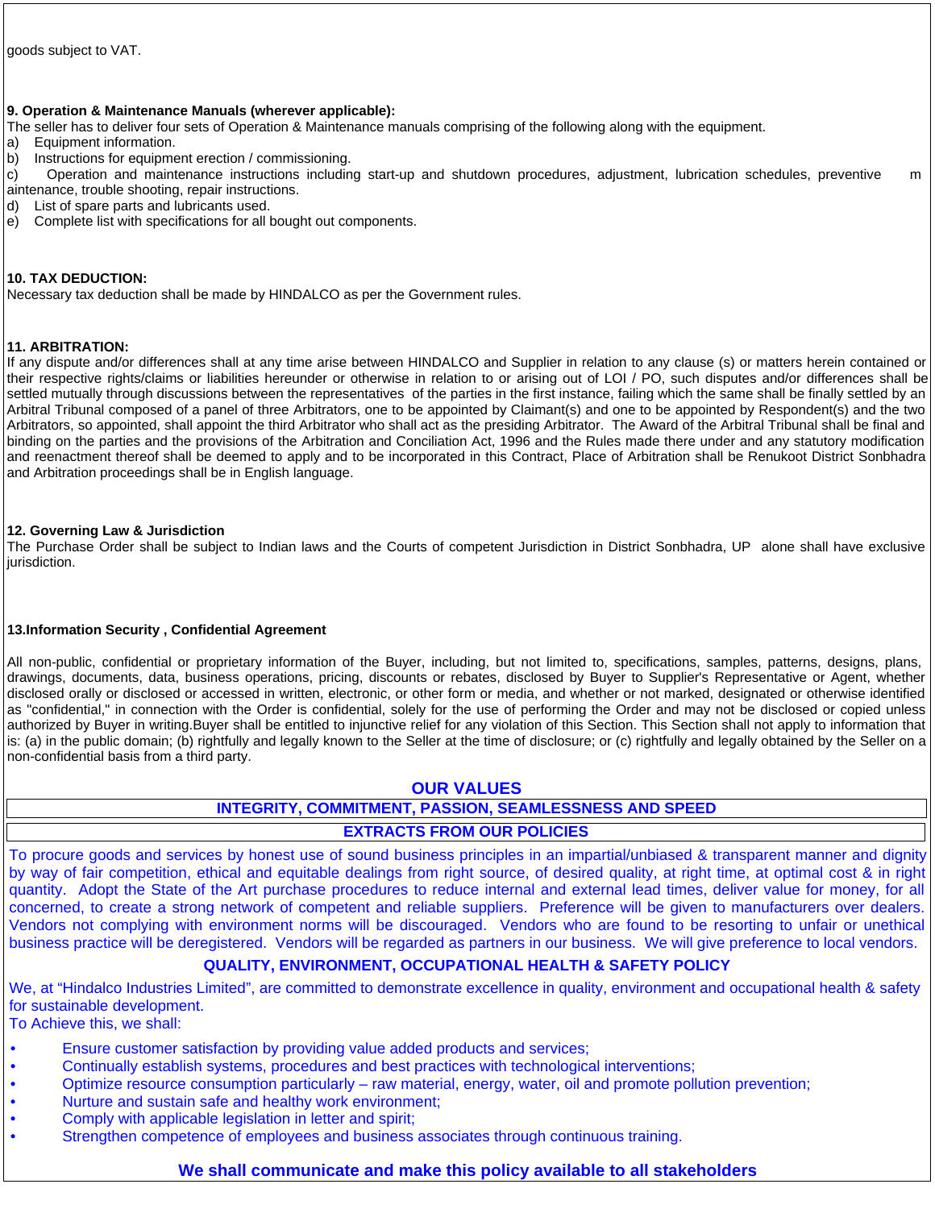goods subject to VAT.

**9. Operation & Maintenance Manuals (wherever applicable):**

The seller has to deliver four sets of Operation & Maintenance manuals comprising of the following along with the equipment.

a) Equipment information.
b) Instructions for equipment erection / commissioning.
c) Operation and maintenance instructions including start-up and shutdown procedures, adjustment, lubrication schedules, preventive maintenance, trouble shooting, repair instructions.
d) List of spare parts and lubricants used.
e) Complete list with specifications for all bought out components.

**10. TAX DEDUCTION:**

Necessary tax deduction shall be made by HINDALCO as per the Government rules.

**11. ARBITRATION:**

If any dispute and/or differences shall at any time arise between HINDALCO and Supplier in relation to any clause (s) or matters herein contained or their respective rights/claims or liabilities hereunder or otherwise in relation to or arising out of LOI / PO, such disputes and/or differences shall be settled mutually through discussions between the representatives of the parties in the first instance, failing which the same shall be finally settled by an Arbitral Tribunal composed of a panel of three Arbitrators, one to be appointed by Claimant(s) and one to be appointed by Respondent(s) and the two Arbitrators, so appointed, shall appoint the third Arbitrator who shall act as the presiding Arbitrator. The Award of the Arbitral Tribunal shall be final and binding on the parties and the provisions of the Arbitration and Conciliation Act, 1996 and the Rules made there under and any statutory modification and reenactment thereof shall be deemed to apply and to be incorporated in this Contract, Place of Arbitration shall be Renukoot District Sonbhadra and Arbitration proceedings shall be in English language.

**12. Governing Law & Jurisdiction**

The Purchase Order shall be subject to Indian laws and the Courts of competent Jurisdiction in District Sonbhadra, UP alone shall have exclusive jurisdiction.

**13.Information Security , Confidential Agreement**

All non-public, confidential or proprietary information of the Buyer, including, but not limited to, specifications, samples, patterns, designs, plans, drawings, documents, data, business operations, pricing, discounts or rebates, disclosed by Buyer to Supplier's Representative or Agent, whether disclosed orally or disclosed or accessed in written, electronic, or other form or media, and whether or not marked, designated or otherwise identified as "confidential," in connection with the Order is confidential, solely for the use of performing the Order and may not be disclosed or copied unless authorized by Buyer in writing.Buyer shall be entitled to injunctive relief for any violation of this Section. This Section shall not apply to information that is: (a) in the public domain; (b) rightfully and legally known to the Seller at the time of disclosure; or (c) rightfully and legally obtained by the Seller on a non-confidential basis from a third party.

## OUR VALUES

**INTEGRITY, COMMITMENT, PASSION, SEAMLESSNESS AND SPEED**

**EXTRACTS FROM OUR POLICIES**

To procure goods and services by honest use of sound business principles in an impartial/unbiased & transparent manner and dignity by way of fair competition, ethical and equitable dealings from right source, of desired quality, at right time, at optimal cost & in right quantity. Adopt the State of the Art purchase procedures to reduce internal and external lead times, deliver value for money, for all concerned, to create a strong network of competent and reliable suppliers. Preference will be given to manufacturers over dealers. Vendors not complying with environment norms will be discouraged. Vendors who are found to be resorting to unfair or unethical business practice will be deregistered. Vendors will be regarded as partners in our business. We will give preference to local vendors.

**QUALITY, ENVIRONMENT, OCCUPATIONAL HEALTH & SAFETY POLICY**

We, at "Hindalco Industries Limited", are committed to demonstrate excellence in quality, environment and occupational health & safety for sustainable development.

To Achieve this, we shall:

- Ensure customer satisfaction by providing value added products and services;
- Continually establish systems, procedures and best practices with technological interventions;
- Optimize resource consumption particularly – raw material, energy, water, oil and promote pollution prevention;
- Nurture and sustain safe and healthy work environment;
- Comply with applicable legislation in letter and spirit;
- Strengthen competence of employees and business associates through continuous training.

**We shall communicate and make this policy available to all stakeholders**